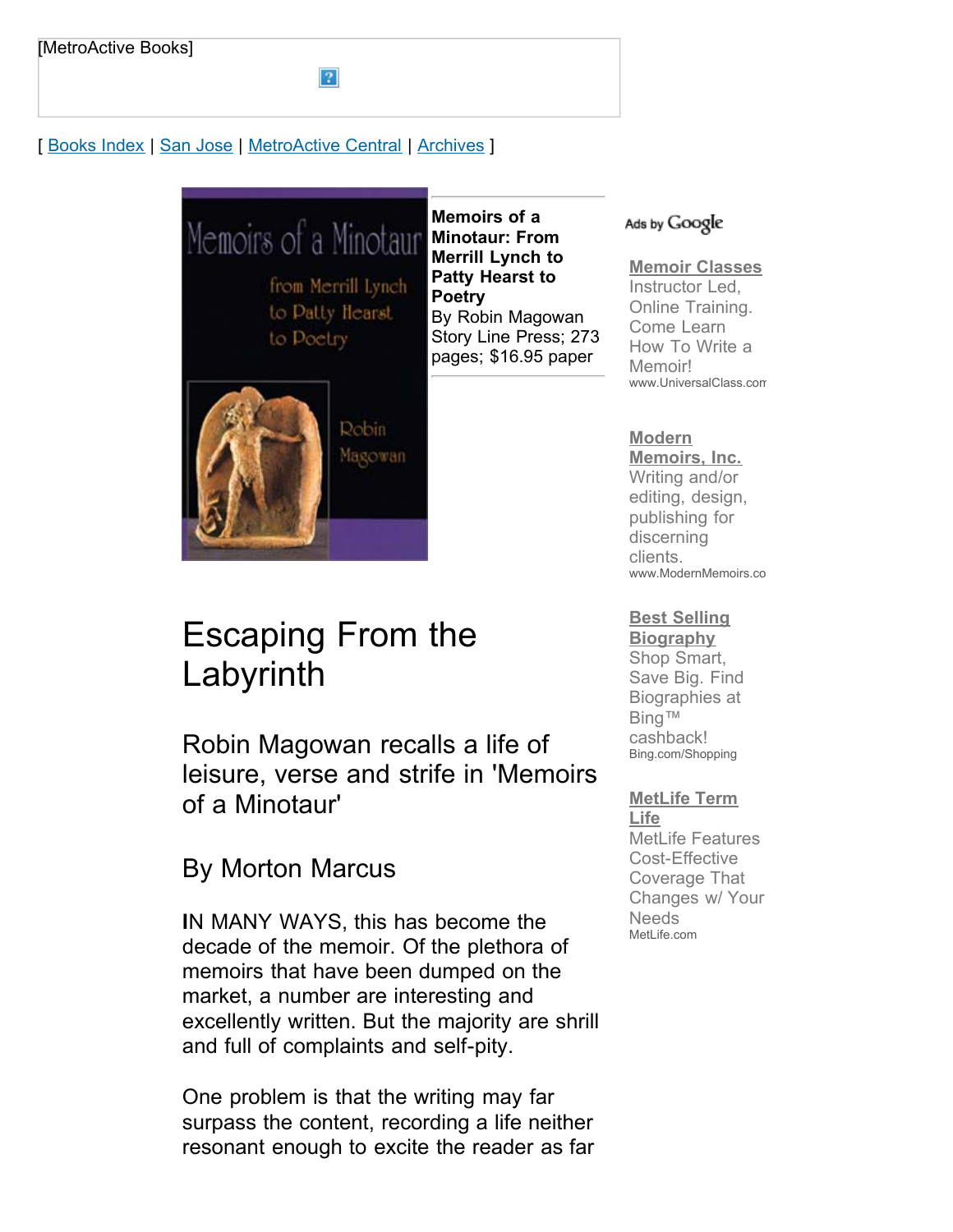[MetroActive Books]

[ Books Index | San Jose | MetroActive Central | Archives ]

**Memoirs of a Minotaur: From Merrill Lynch to Patty Hearst to Poetry**
By Robin Magowan
Story Line Press; 273 pages; $16.95 paper

Ads by Google

**Memoir Classes**
Instructor Led, Online Training. Come Learn How To Write a Memoir!
www.UniversalClass.com

**Modern Memoirs, Inc.**
Writing and/or editing, design, publishing for discerning clients.
www.ModernMemoirs.co

**Best Selling Biography**
Shop Smart, Save Big. Find Biographies at Bing™ cashback!
Bing.com/Shopping

**MetLife Term Life**
MetLife Features Cost-Effective Coverage That Changes w/ Your Needs
MetLife.com

# Escaping From the Labyrinth

## Robin Magowan recalls a life of leisure, verse and strife in 'Memoirs of a Minotaur'

## By Morton Marcus

IN MANY WAYS, this has become the decade of the memoir. Of the plethora of memoirs that have been dumped on the market, a number are interesting and excellently written. But the majority are shrill and full of complaints and self-pity.

One problem is that the writing may far surpass the content, recording a life neither resonant enough to excite the reader as far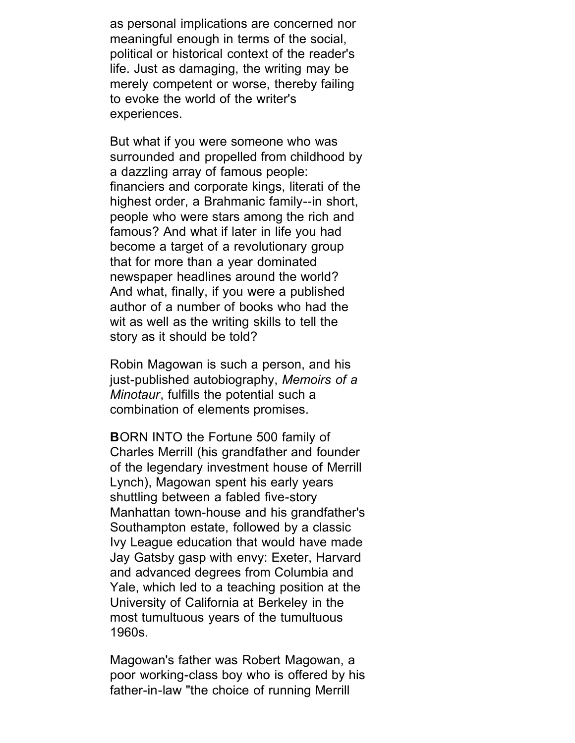as personal implications are concerned nor meaningful enough in terms of the social, political or historical context of the reader's life. Just as damaging, the writing may be merely competent or worse, thereby failing to evoke the world of the writer's experiences.

But what if you were someone who was surrounded and propelled from childhood by a dazzling array of famous people: financiers and corporate kings, literati of the highest order, a Brahmanic family--in short, people who were stars among the rich and famous? And what if later in life you had become a target of a revolutionary group that for more than a year dominated newspaper headlines around the world? And what, finally, if you were a published author of a number of books who had the wit as well as the writing skills to tell the story as it should be told?

Robin Magowan is such a person, and his just-published autobiography, *Memoirs of a Minotaur*, fulfills the potential such a combination of elements promises.

**B**ORN INTO the Fortune 500 family of Charles Merrill (his grandfather and founder of the legendary investment house of Merrill Lynch), Magowan spent his early years shuttling between a fabled five-story Manhattan town-house and his grandfather's Southampton estate, followed by a classic Ivy League education that would have made Jay Gatsby gasp with envy: Exeter, Harvard and advanced degrees from Columbia and Yale, which led to a teaching position at the University of California at Berkeley in the most tumultuous years of the tumultuous 1960s.

Magowan's father was Robert Magowan, a poor working-class boy who is offered by his father-in-law "the choice of running Merrill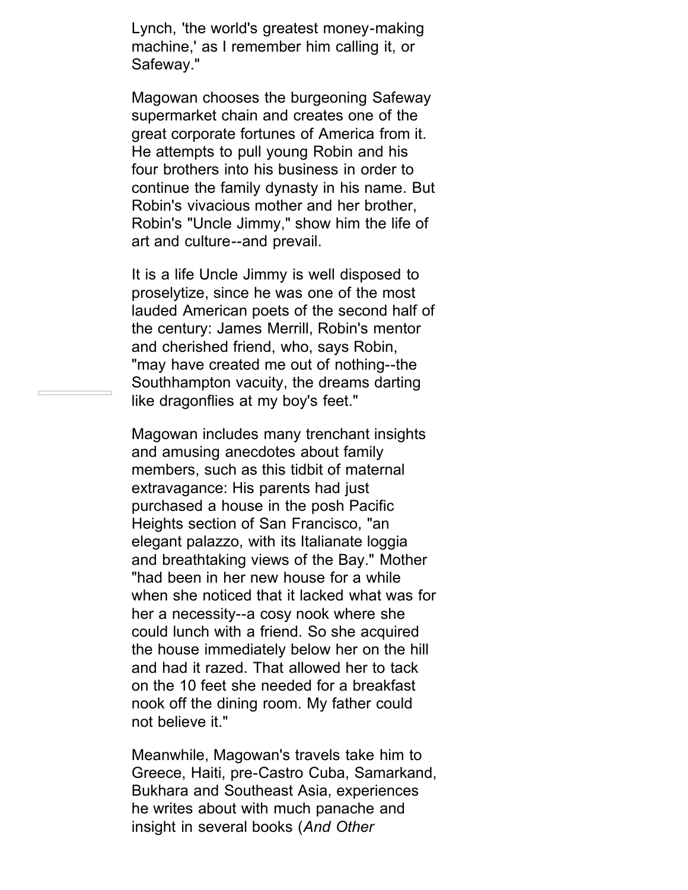Lynch, 'the world's greatest money-making machine,' as I remember him calling it, or Safeway."

Magowan chooses the burgeoning Safeway supermarket chain and creates one of the great corporate fortunes of America from it. He attempts to pull young Robin and his four brothers into his business in order to continue the family dynasty in his name. But Robin's vivacious mother and her brother, Robin's "Uncle Jimmy," show him the life of art and culture--and prevail.

It is a life Uncle Jimmy is well disposed to proselytize, since he was one of the most lauded American poets of the second half of the century: James Merrill, Robin's mentor and cherished friend, who, says Robin, "may have created me out of nothing--the Southhampton vacuity, the dreams darting like dragonflies at my boy's feet."

Magowan includes many trenchant insights and amusing anecdotes about family members, such as this tidbit of maternal extravagance: His parents had just purchased a house in the posh Pacific Heights section of San Francisco, "an elegant palazzo, with its Italianate loggia and breathtaking views of the Bay." Mother "had been in her new house for a while when she noticed that it lacked what was for her a necessity--a cosy nook where she could lunch with a friend. So she acquired the house immediately below her on the hill and had it razed. That allowed her to tack on the 10 feet she needed for a breakfast nook off the dining room. My father could not believe it."

Meanwhile, Magowan's travels take him to Greece, Haiti, pre-Castro Cuba, Samarkand, Bukhara and Southeast Asia, experiences he writes about with much panache and insight in several books (*And Other*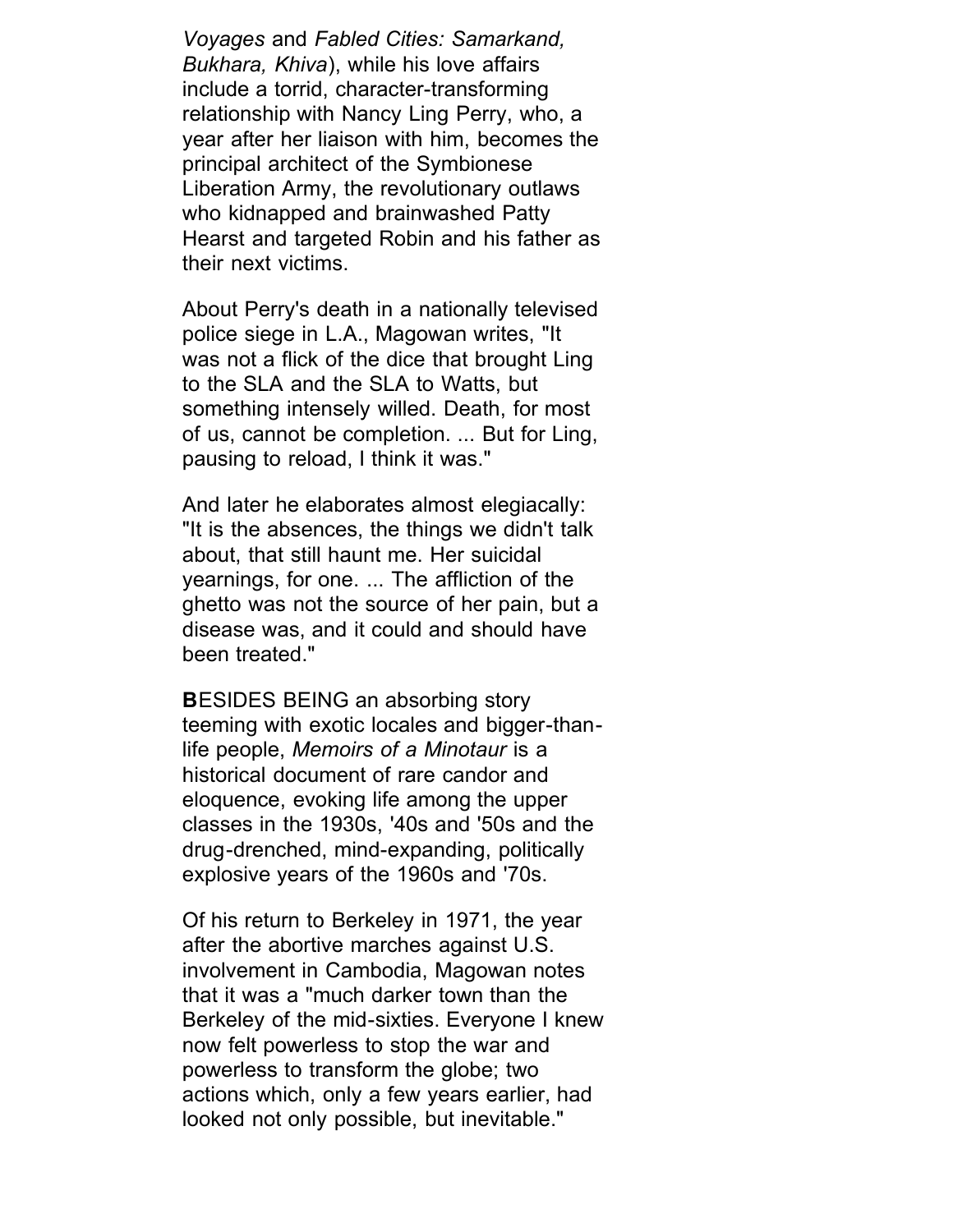*Voyages* and *Fabled Cities: Samarkand, Bukhara, Khiva*), while his love affairs include a torrid, character-transforming relationship with Nancy Ling Perry, who, a year after her liaison with him, becomes the principal architect of the Symbionese Liberation Army, the revolutionary outlaws who kidnapped and brainwashed Patty Hearst and targeted Robin and his father as their next victims.

About Perry's death in a nationally televised police siege in L.A., Magowan writes, "It was not a flick of the dice that brought Ling to the SLA and the SLA to Watts, but something intensely willed. Death, for most of us, cannot be completion. ... But for Ling, pausing to reload, I think it was."

And later he elaborates almost elegiacally: "It is the absences, the things we didn't talk about, that still haunt me. Her suicidal yearnings, for one. ... The affliction of the ghetto was not the source of her pain, but a disease was, and it could and should have been treated."

**B**ESIDES BEING an absorbing story teeming with exotic locales and bigger-than-life people, *Memoirs of a Minotaur* is a historical document of rare candor and eloquence, evoking life among the upper classes in the 1930s, '40s and '50s and the drug-drenched, mind-expanding, politically explosive years of the 1960s and '70s.

Of his return to Berkeley in 1971, the year after the abortive marches against U.S. involvement in Cambodia, Magowan notes that it was a "much darker town than the Berkeley of the mid-sixties. Everyone I knew now felt powerless to stop the war and powerless to transform the globe; two actions which, only a few years earlier, had looked not only possible, but inevitable."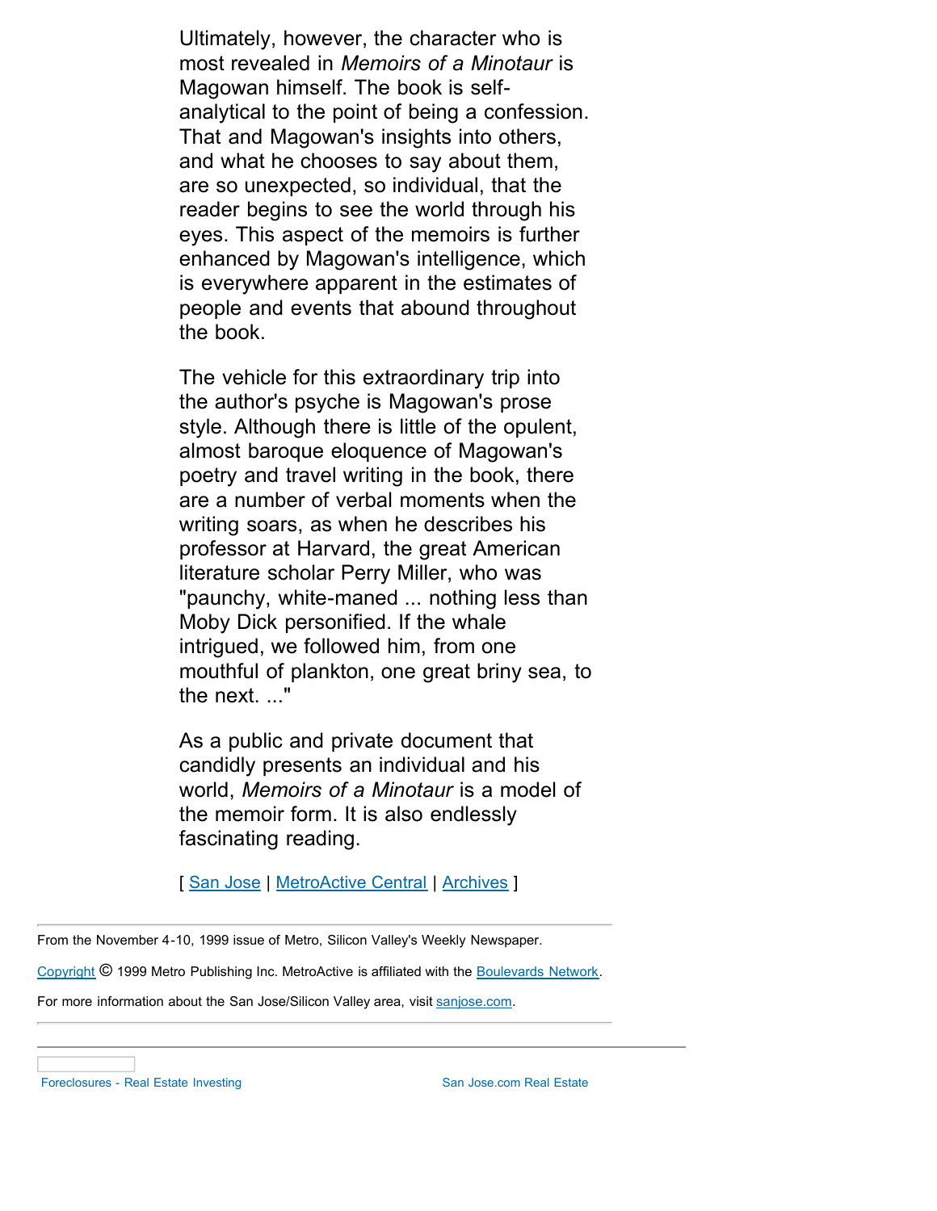Ultimately, however, the character who is most revealed in *Memoirs of a Minotaur* is Magowan himself. The book is self-analytical to the point of being a confession. That and Magowan's insights into others, and what he chooses to say about them, are so unexpected, so individual, that the reader begins to see the world through his eyes. This aspect of the memoirs is further enhanced by Magowan's intelligence, which is everywhere apparent in the estimates of people and events that abound throughout the book.

The vehicle for this extraordinary trip into the author's psyche is Magowan's prose style. Although there is little of the opulent, almost baroque eloquence of Magowan's poetry and travel writing in the book, there are a number of verbal moments when the writing soars, as when he describes his professor at Harvard, the great American literature scholar Perry Miller, who was "paunchy, white-maned ... nothing less than Moby Dick personified. If the whale intrigued, we followed him, from one mouthful of plankton, one great briny sea, to the next. ..."

As a public and private document that candidly presents an individual and his world, *Memoirs of a Minotaur* is a model of the memoir form. It is also endlessly fascinating reading.

[ San Jose | MetroActive Central | Archives ]

---

From the November 4-10, 1999 issue of Metro, Silicon Valley's Weekly Newspaper.

Copyright © 1999 Metro Publishing Inc. MetroActive is affiliated with the Boulevards Network.

For more information about the San Jose/Silicon Valley area, visit sanjose.com.

---

Foreclosures - Real Estate Investing

San Jose.com Real Estate